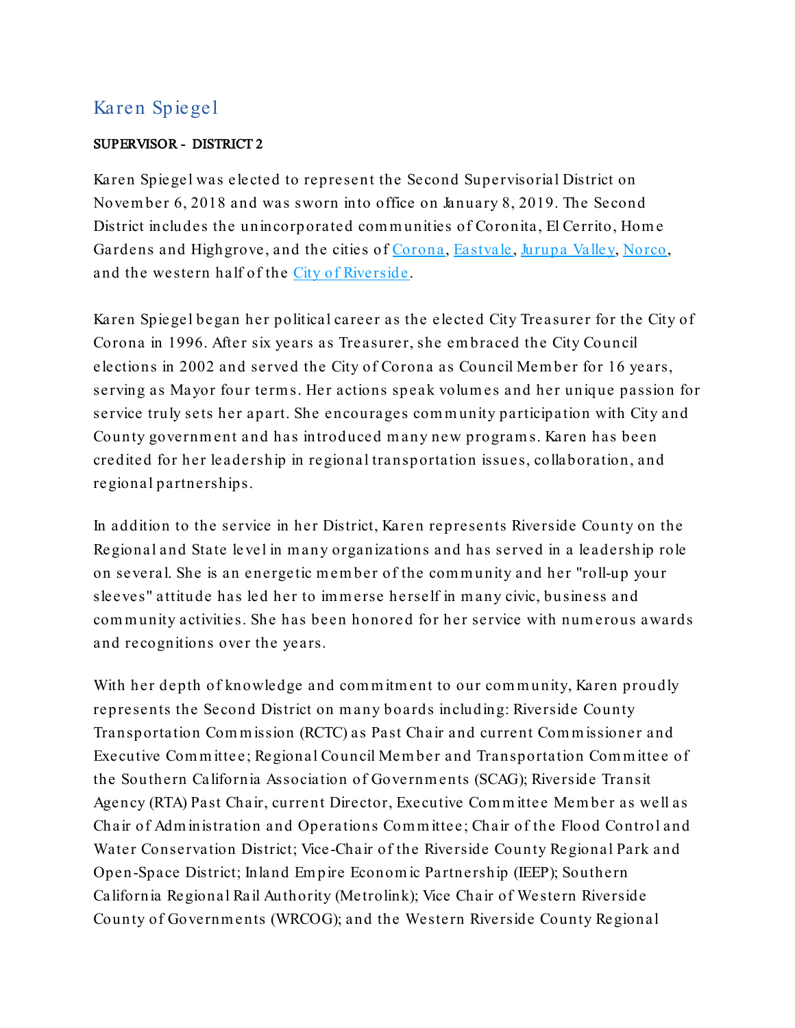# Karen Spiegel

**SUPERVISOR - DISTRICT 2**

Karen Spiegel was elected to represent the Second Supervisorial District on November 6, 2018 and was sworn into office on January 8, 2019. The Second District includes the unincorporated communities of Coronita, El Cerrito, Home Gardens and Highgrove, and the cities of [Corona](), [Eastvale](), [Jurupa Valley](), [Norco](), and the western half of the [City of Riverside]().

Karen Spiegel began her political career as the elected City Treasurer for the City of Corona in 1996. After six years as Treasurer, she embraced the City Council elections in 2002 and served the City of Corona as Council Member for 16 years, serving as Mayor four terms. Her actions speak volumes and her unique passion for service truly sets her apart. She encourages community participation with City and County government and has introduced many new programs. Karen has been credited for her leadership in regional transportation issues, collaboration, and regional partnerships.

In addition to the service in her District, Karen represents Riverside County on the Regional and State level in many organizations and has served in a leadership role on several. She is an energetic member of the community and her "roll-up your sleeves" attitude has led her to immerse herself in many civic, business and community activities. She has been honored for her service with numerous awards and recognitions over the years.

With her depth of knowledge and commitment to our community, Karen proudly represents the Second District on many boards including: Riverside County Transportation Commission (RCTC) as Past Chair and current Commissioner and Executive Committee; Regional Council Member and Transportation Committee of the Southern California Association of Governments (SCAG); Riverside Transit Agency (RTA) Past Chair, current Director, Executive Committee Member as well as Chair of Administration and Operations Committee; Chair of the Flood Control and Water Conservation District; Vice-Chair of the Riverside County Regional Park and Open-Space District; Inland Empire Economic Partnership (IEEP); Southern California Regional Rail Authority (Metrolink); Vice Chair of Western Riverside County of Governments (WRCOG); and the Western Riverside County Regional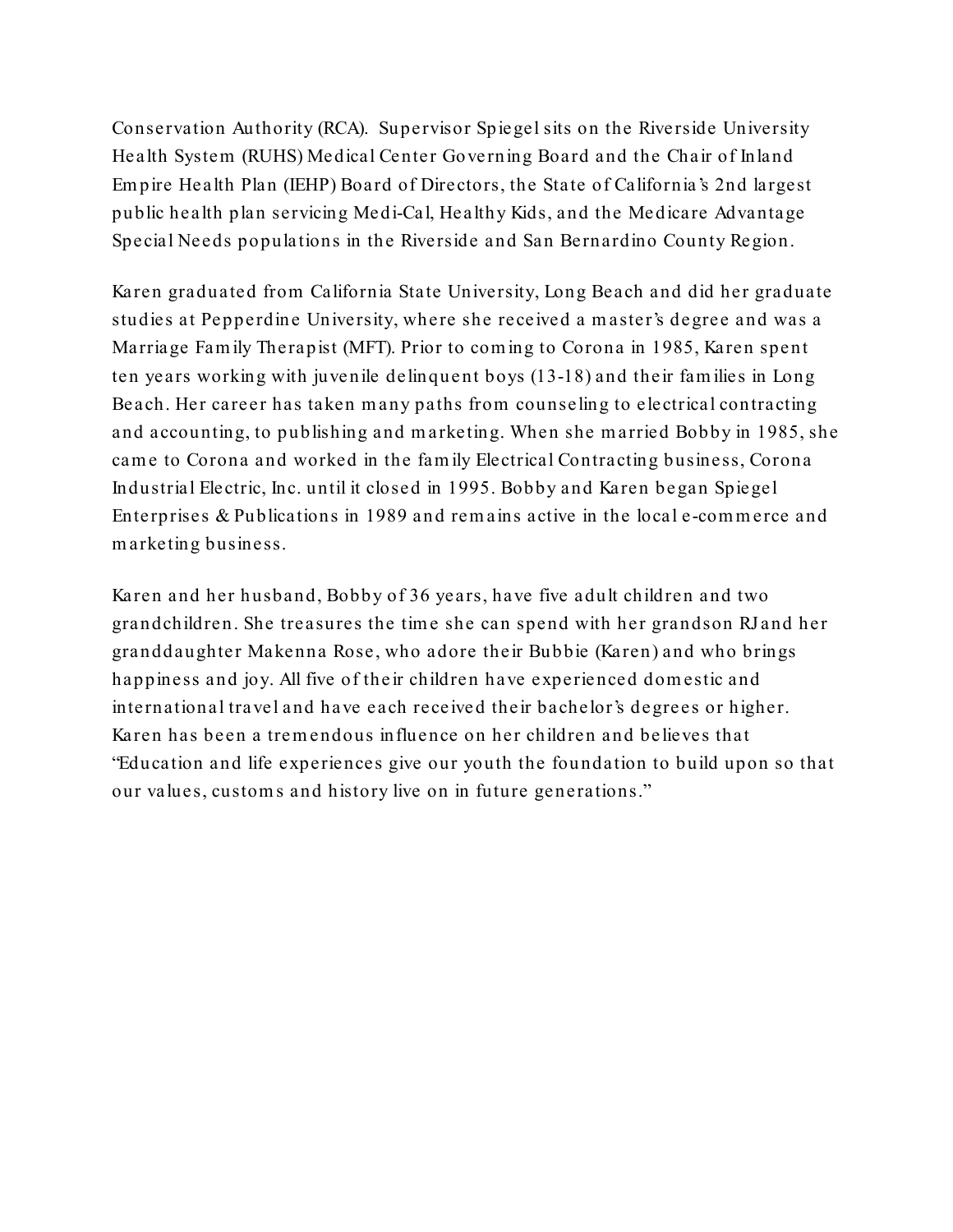Conservation Authority (RCA). Supervisor Spiegel sits on the Riverside University Health System (RUHS) Medical Center Governing Board and the Chair of Inland Empire Health Plan (IEHP) Board of Directors, the State of California's 2nd largest public health plan servicing Medi-Cal, Healthy Kids, and the Medicare Advantage Special Needs populations in the Riverside and San Bernardino County Region.

Karen graduated from California State University, Long Beach and did her graduate studies at Pepperdine University, where she received a master's degree and was a Marriage Family Therapist (MFT). Prior to coming to Corona in 1985, Karen spent ten years working with juvenile delinquent boys (13-18) and their families in Long Beach. Her career has taken many paths from counseling to electrical contracting and accounting, to publishing and marketing. When she married Bobby in 1985, she came to Corona and worked in the family Electrical Contracting business, Corona Industrial Electric, Inc. until it closed in 1995. Bobby and Karen began Spiegel Enterprises & Publications in 1989 and remains active in the local e-commerce and marketing business.

Karen and her husband, Bobby of 36 years, have five adult children and two grandchildren. She treasures the time she can spend with her grandson RJ and her granddaughter Makenna Rose, who adore their Bubbie (Karen) and who brings happiness and joy. All five of their children have experienced domestic and international travel and have each received their bachelor's degrees or higher. Karen has been a tremendous influence on her children and believes that "Education and life experiences give our youth the foundation to build upon so that our values, customs and history live on in future generations."